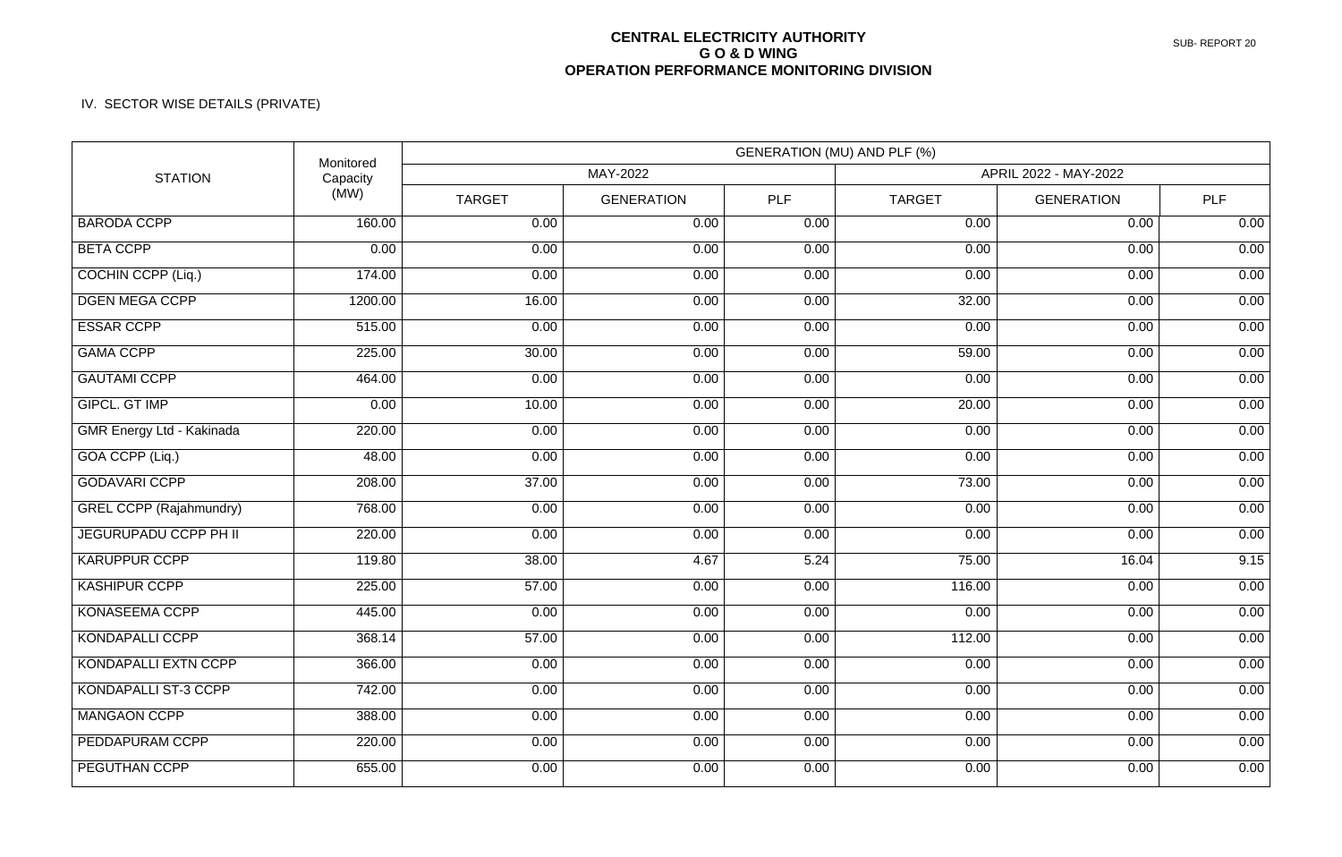# CENTRAL ELECTRICITY AUTHORITY
## G O & D WING
## OPERATION PERFORMANCE MONITORING DIVISION

SUB- REPORT 20

IV. SECTOR WISE DETAILS (PRIVATE)

| STATION | Monitored Capacity (MW) | GENERATION (MU) AND PLF (%) | | | | | |
|---|---|---|---|---|---|---|---|
| | | MAY-2022 | | | APRIL 2022 - MAY-2022 | | |
| | | TARGET | GENERATION | PLF | TARGET | GENERATION | PLF |
| BARODA CCPP | 160.00 | 0.00 | 0.00 | 0.00 | 0.00 | 0.00 | 0.00 |
| BETA CCPP | 0.00 | 0.00 | 0.00 | 0.00 | 0.00 | 0.00 | 0.00 |
| COCHIN CCPP (Liq.) | 174.00 | 0.00 | 0.00 | 0.00 | 0.00 | 0.00 | 0.00 |
| DGEN MEGA CCPP | 1200.00 | 16.00 | 0.00 | 0.00 | 32.00 | 0.00 | 0.00 |
| ESSAR CCPP | 515.00 | 0.00 | 0.00 | 0.00 | 0.00 | 0.00 | 0.00 |
| GAMA CCPP | 225.00 | 30.00 | 0.00 | 0.00 | 59.00 | 0.00 | 0.00 |
| GAUTAMI CCPP | 464.00 | 0.00 | 0.00 | 0.00 | 0.00 | 0.00 | 0.00 |
| GIPCL. GT IMP | 0.00 | 10.00 | 0.00 | 0.00 | 20.00 | 0.00 | 0.00 |
| GMR Energy Ltd - Kakinada | 220.00 | 0.00 | 0.00 | 0.00 | 0.00 | 0.00 | 0.00 |
| GOA CCPP (Liq.) | 48.00 | 0.00 | 0.00 | 0.00 | 0.00 | 0.00 | 0.00 |
| GODAVARI CCPP | 208.00 | 37.00 | 0.00 | 0.00 | 73.00 | 0.00 | 0.00 |
| GREL CCPP (Rajahmundry) | 768.00 | 0.00 | 0.00 | 0.00 | 0.00 | 0.00 | 0.00 |
| JEGURUPADU CCPP PH II | 220.00 | 0.00 | 0.00 | 0.00 | 0.00 | 0.00 | 0.00 |
| KARUPPUR CCPP | 119.80 | 38.00 | 4.67 | 5.24 | 75.00 | 16.04 | 9.15 |
| KASHIPUR CCPP | 225.00 | 57.00 | 0.00 | 0.00 | 116.00 | 0.00 | 0.00 |
| KONASEEMA CCPP | 445.00 | 0.00 | 0.00 | 0.00 | 0.00 | 0.00 | 0.00 |
| KONDAPALLI CCPP | 368.14 | 57.00 | 0.00 | 0.00 | 112.00 | 0.00 | 0.00 |
| KONDAPALLI EXTN CCPP | 366.00 | 0.00 | 0.00 | 0.00 | 0.00 | 0.00 | 0.00 |
| KONDAPALLI ST-3 CCPP | 742.00 | 0.00 | 0.00 | 0.00 | 0.00 | 0.00 | 0.00 |
| MANGAON CCPP | 388.00 | 0.00 | 0.00 | 0.00 | 0.00 | 0.00 | 0.00 |
| PEDDAPURAM CCPP | 220.00 | 0.00 | 0.00 | 0.00 | 0.00 | 0.00 | 0.00 |
| PEGUTHAN CCPP | 655.00 | 0.00 | 0.00 | 0.00 | 0.00 | 0.00 | 0.00 |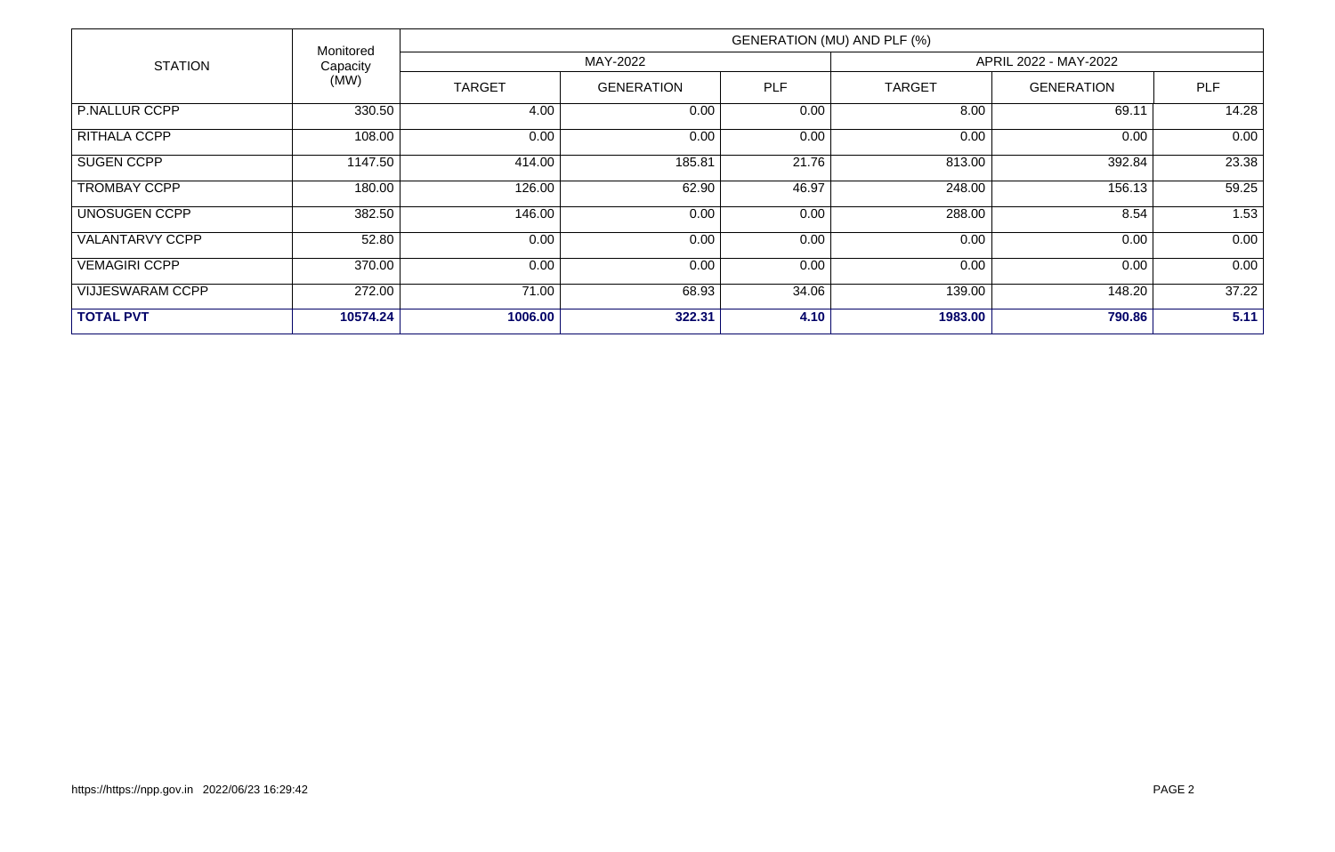| STATION | Monitored Capacity (MW) | GENERATION (MU) AND PLF (%) | | | | | |
|---|---|---|---|---|---|---|---|
| | | MAY-2022 | | | APRIL 2022 - MAY-2022 | | |
| | | TARGET | GENERATION | PLF | TARGET | GENERATION | PLF |
| P.NALLUR CCPP | 330.50 | 4.00 | 0.00 | 0.00 | 8.00 | 69.11 | 14.28 |
| RITHALA CCPP | 108.00 | 0.00 | 0.00 | 0.00 | 0.00 | 0.00 | 0.00 |
| SUGEN CCPP | 1147.50 | 414.00 | 185.81 | 21.76 | 813.00 | 392.84 | 23.38 |
| TROMBAY CCPP | 180.00 | 126.00 | 62.90 | 46.97 | 248.00 | 156.13 | 59.25 |
| UNOSUGEN CCPP | 382.50 | 146.00 | 0.00 | 0.00 | 288.00 | 8.54 | 1.53 |
| VALANTARVY CCPP | 52.80 | 0.00 | 0.00 | 0.00 | 0.00 | 0.00 | 0.00 |
| VEMAGIRI CCPP | 370.00 | 0.00 | 0.00 | 0.00 | 0.00 | 0.00 | 0.00 |
| VIJJESWARAM CCPP | 272.00 | 71.00 | 68.93 | 34.06 | 139.00 | 148.20 | 37.22 |
| **TOTAL PVT** | **10574.24** | **1006.00** | **322.31** | **4.10** | **1983.00** | **790.86** | **5.11** |

https://https://npp.gov.in 2022/06/23 16:29:42